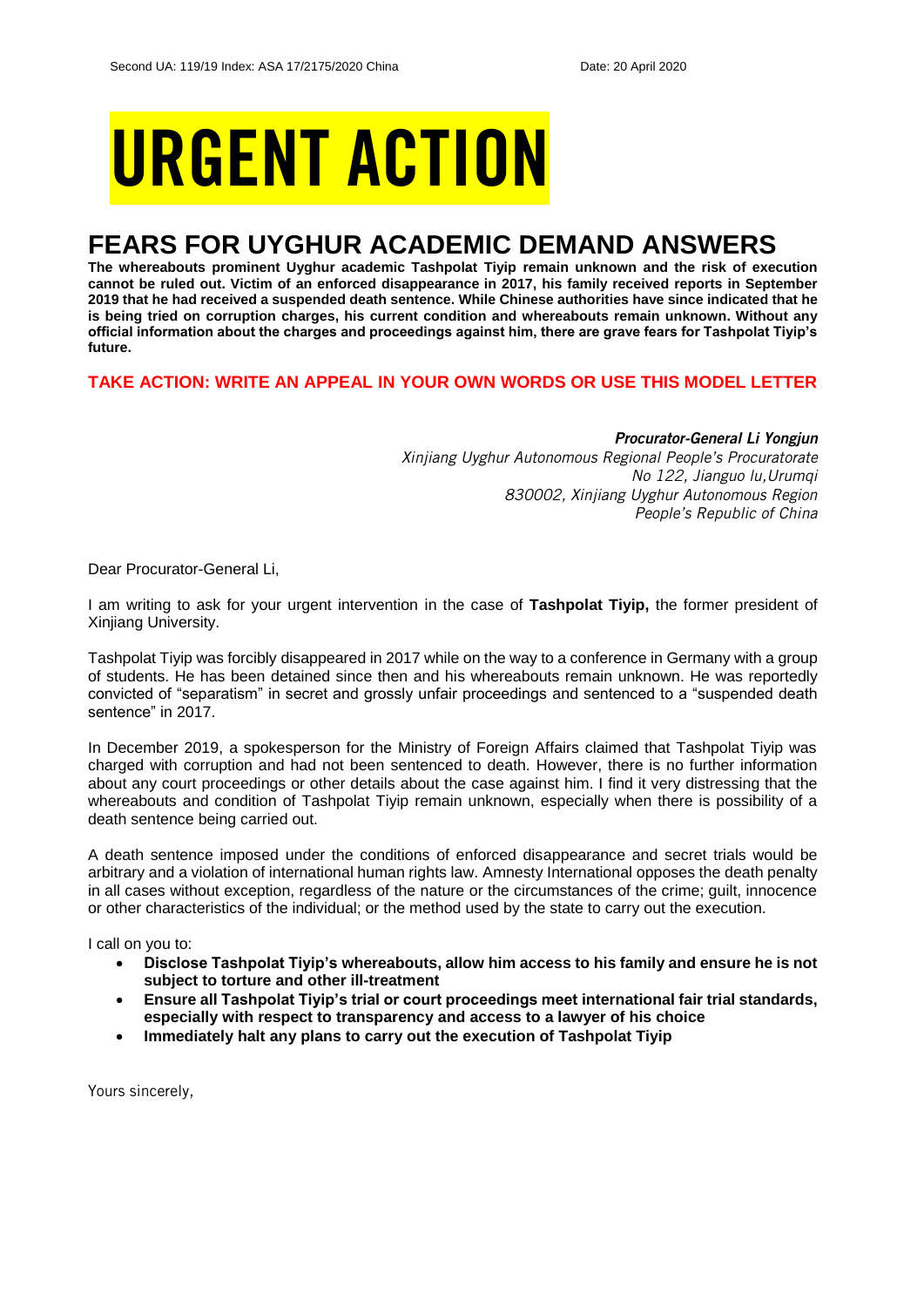Second UA: 119/19 Index: ASA 17/2175/2020 China Date: 20 April 2020

# URGENT ACTION

## FEARS FOR UYGHUR ACADEMIC DEMAND ANSWERS

**The whereabouts prominent Uyghur academic Tashpolat Tiyip remain unknown and the risk of execution cannot be ruled out. Victim of an enforced disappearance in 2017, his family received reports in September 2019 that he had received a suspended death sentence. While Chinese authorities have since indicated that he is being tried on corruption charges, his current condition and whereabouts remain unknown. Without any official information about the charges and proceedings against him, there are grave fears for Tashpolat Tiyip's future.**

**TAKE ACTION: WRITE AN APPEAL IN YOUR OWN WORDS OR USE THIS MODEL LETTER**

***Procurator-General Li Yongjun***
*Xinjiang Uyghur Autonomous Regional People's Procuratorate*
*No 122, Jianguo lu,Urumqi*
*830002, Xinjiang Uyghur Autonomous Region*
*People's Republic of China*

Dear Procurator-General Li,

I am writing to ask for your urgent intervention in the case of **Tashpolat Tiyip,** the former president of Xinjiang University.

Tashpolat Tiyip was forcibly disappeared in 2017 while on the way to a conference in Germany with a group of students. He has been detained since then and his whereabouts remain unknown. He was reportedly convicted of "separatism" in secret and grossly unfair proceedings and sentenced to a "suspended death sentence" in 2017.

In December 2019, a spokesperson for the Ministry of Foreign Affairs claimed that Tashpolat Tiyip was charged with corruption and had not been sentenced to death. However, there is no further information about any court proceedings or other details about the case against him. I find it very distressing that the whereabouts and condition of Tashpolat Tiyip remain unknown, especially when there is possibility of a death sentence being carried out.

A death sentence imposed under the conditions of enforced disappearance and secret trials would be arbitrary and a violation of international human rights law. Amnesty International opposes the death penalty in all cases without exception, regardless of the nature or the circumstances of the crime; guilt, innocence or other characteristics of the individual; or the method used by the state to carry out the execution.

I call on you to:

- **Disclose Tashpolat Tiyip's whereabouts, allow him access to his family and ensure he is not subject to torture and other ill-treatment**
- **Ensure all Tashpolat Tiyip's trial or court proceedings meet international fair trial standards, especially with respect to transparency and access to a lawyer of his choice**
- **Immediately halt any plans to carry out the execution of Tashpolat Tiyip**

Yours sincerely,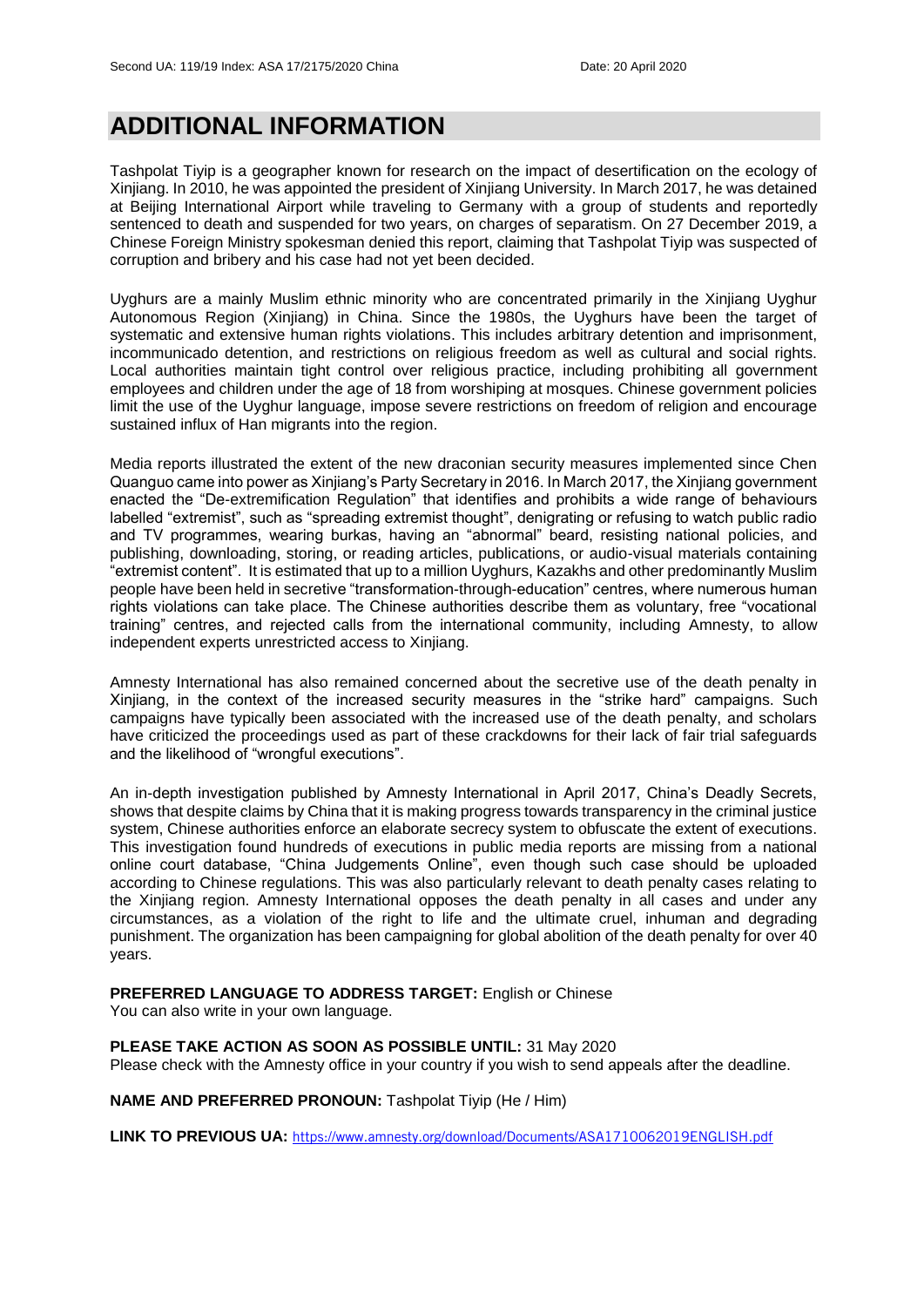# ADDITIONAL INFORMATION

Tashpolat Tiyip is a geographer known for research on the impact of desertification on the ecology of Xinjiang. In 2010, he was appointed the president of Xinjiang University. In March 2017, he was detained at Beijing International Airport while traveling to Germany with a group of students and reportedly sentenced to death and suspended for two years, on charges of separatism. On 27 December 2019, a Chinese Foreign Ministry spokesman denied this report, claiming that Tashpolat Tiyip was suspected of corruption and bribery and his case had not yet been decided.

Uyghurs are a mainly Muslim ethnic minority who are concentrated primarily in the Xinjiang Uyghur Autonomous Region (Xinjiang) in China. Since the 1980s, the Uyghurs have been the target of systematic and extensive human rights violations. This includes arbitrary detention and imprisonment, incommunicado detention, and restrictions on religious freedom as well as cultural and social rights. Local authorities maintain tight control over religious practice, including prohibiting all government employees and children under the age of 18 from worshiping at mosques. Chinese government policies limit the use of the Uyghur language, impose severe restrictions on freedom of religion and encourage sustained influx of Han migrants into the region.

Media reports illustrated the extent of the new draconian security measures implemented since Chen Quanguo came into power as Xinjiang's Party Secretary in 2016. In March 2017, the Xinjiang government enacted the "De-extremification Regulation" that identifies and prohibits a wide range of behaviours labelled "extremist", such as "spreading extremist thought", denigrating or refusing to watch public radio and TV programmes, wearing burkas, having an "abnormal" beard, resisting national policies, and publishing, downloading, storing, or reading articles, publications, or audio-visual materials containing "extremist content". It is estimated that up to a million Uyghurs, Kazakhs and other predominantly Muslim people have been held in secretive "transformation-through-education" centres, where numerous human rights violations can take place. The Chinese authorities describe them as voluntary, free "vocational training" centres, and rejected calls from the international community, including Amnesty, to allow independent experts unrestricted access to Xinjiang.

Amnesty International has also remained concerned about the secretive use of the death penalty in Xinjiang, in the context of the increased security measures in the "strike hard" campaigns. Such campaigns have typically been associated with the increased use of the death penalty, and scholars have criticized the proceedings used as part of these crackdowns for their lack of fair trial safeguards and the likelihood of "wrongful executions".

An in-depth investigation published by Amnesty International in April 2017, China's Deadly Secrets, shows that despite claims by China that it is making progress towards transparency in the criminal justice system, Chinese authorities enforce an elaborate secrecy system to obfuscate the extent of executions. This investigation found hundreds of executions in public media reports are missing from a national online court database, "China Judgements Online", even though such case should be uploaded according to Chinese regulations. This was also particularly relevant to death penalty cases relating to the Xinjiang region. Amnesty International opposes the death penalty in all cases and under any circumstances, as a violation of the right to life and the ultimate cruel, inhuman and degrading punishment. The organization has been campaigning for global abolition of the death penalty for over 40 years.

**PREFERRED LANGUAGE TO ADDRESS TARGET:** English or Chinese
You can also write in your own language.

**PLEASE TAKE ACTION AS SOON AS POSSIBLE UNTIL:** 31 May 2020
Please check with the Amnesty office in your country if you wish to send appeals after the deadline.

**NAME AND PREFERRED PRONOUN:** Tashpolat Tiyip (He / Him)

**LINK TO PREVIOUS UA:** https://www.amnesty.org/download/Documents/ASA1710062019ENGLISH.pdf